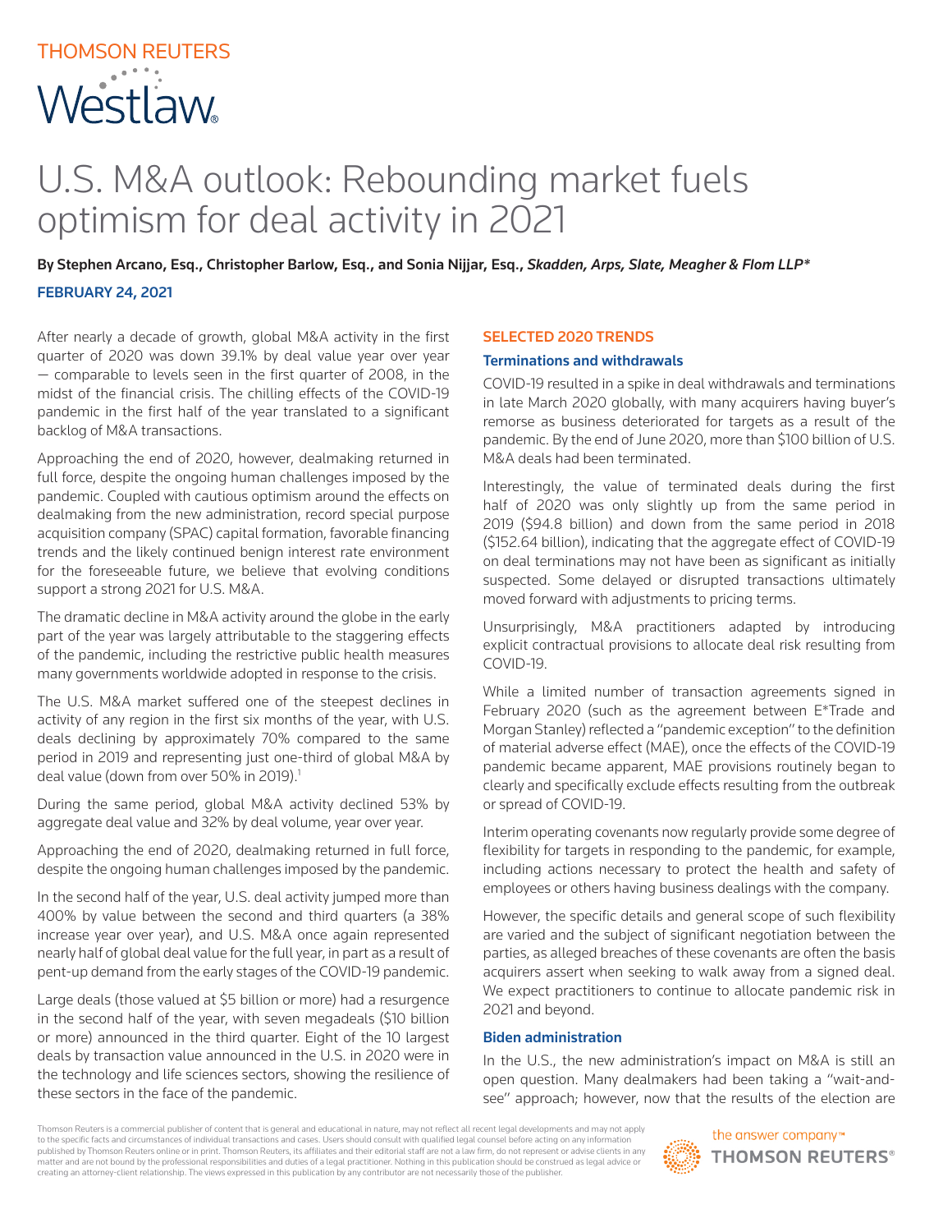THOMSON REUTERS

Westlaw

# U.S. M&A outlook: Rebounding market fuels optimism for deal activity in 2021

**By Stephen Arcano, Esq., Christopher Barlow, Esq., and Sonia Nijjar, Esq.,** ***Skadden, Arps, Slate, Meagher & Flom LLP****

**FEBRUARY 24, 2021**

After nearly a decade of growth, global M&A activity in the first quarter of 2020 was down 39.1% by deal value year over year — comparable to levels seen in the first quarter of 2008, in the midst of the financial crisis. The chilling effects of the COVID-19 pandemic in the first half of the year translated to a significant backlog of M&A transactions.

Approaching the end of 2020, however, dealmaking returned in full force, despite the ongoing human challenges imposed by the pandemic. Coupled with cautious optimism around the effects on dealmaking from the new administration, record special purpose acquisition company (SPAC) capital formation, favorable financing trends and the likely continued benign interest rate environment for the foreseeable future, we believe that evolving conditions support a strong 2021 for U.S. M&A.

The dramatic decline in M&A activity around the globe in the early part of the year was largely attributable to the staggering effects of the pandemic, including the restrictive public health measures many governments worldwide adopted in response to the crisis.

The U.S. M&A market suffered one of the steepest declines in activity of any region in the first six months of the year, with U.S. deals declining by approximately 70% compared to the same period in 2019 and representing just one-third of global M&A by deal value (down from over 50% in 2019).[1]

During the same period, global M&A activity declined 53% by aggregate deal value and 32% by deal volume, year over year.

Approaching the end of 2020, dealmaking returned in full force, despite the ongoing human challenges imposed by the pandemic.

In the second half of the year, U.S. deal activity jumped more than 400% by value between the second and third quarters (a 38% increase year over year), and U.S. M&A once again represented nearly half of global deal value for the full year, in part as a result of pent-up demand from the early stages of the COVID-19 pandemic.

Large deals (those valued at $5 billion or more) had a resurgence in the second half of the year, with seven megadeals ($10 billion or more) announced in the third quarter. Eight of the 10 largest deals by transaction value announced in the U.S. in 2020 were in the technology and life sciences sectors, showing the resilience of these sectors in the face of the pandemic.

## SELECTED 2020 TRENDS

### Terminations and withdrawals

COVID-19 resulted in a spike in deal withdrawals and terminations in late March 2020 globally, with many acquirers having buyer's remorse as business deteriorated for targets as a result of the pandemic. By the end of June 2020, more than $100 billion of U.S. M&A deals had been terminated.

Interestingly, the value of terminated deals during the first half of 2020 was only slightly up from the same period in 2019 ($94.8 billion) and down from the same period in 2018 ($152.64 billion), indicating that the aggregate effect of COVID-19 on deal terminations may not have been as significant as initially suspected. Some delayed or disrupted transactions ultimately moved forward with adjustments to pricing terms.

Unsurprisingly, M&A practitioners adapted by introducing explicit contractual provisions to allocate deal risk resulting from COVID-19.

While a limited number of transaction agreements signed in February 2020 (such as the agreement between E*Trade and Morgan Stanley) reflected a "pandemic exception" to the definition of material adverse effect (MAE), once the effects of the COVID-19 pandemic became apparent, MAE provisions routinely began to clearly and specifically exclude effects resulting from the outbreak or spread of COVID-19.

Interim operating covenants now regularly provide some degree of flexibility for targets in responding to the pandemic, for example, including actions necessary to protect the health and safety of employees or others having business dealings with the company.

However, the specific details and general scope of such flexibility are varied and the subject of significant negotiation between the parties, as alleged breaches of these covenants are often the basis acquirers assert when seeking to walk away from a signed deal. We expect practitioners to continue to allocate pandemic risk in 2021 and beyond.

### Biden administration

In the U.S., the new administration's impact on M&A is still an open question. Many dealmakers had been taking a "wait-and-see" approach; however, now that the results of the election are

Thomson Reuters is a commercial publisher of content that is general and educational in nature, may not reflect all recent legal developments and may not apply to the specific facts and circumstances of individual transactions and cases. Users should consult with qualified legal counsel before acting on any information published by Thomson Reuters online or in print. Thomson Reuters, its affiliates and their editorial staff are not a law firm, do not represent or advise clients in any matter and are not bound by the professional responsibilities and duties of a legal practitioner. Nothing in this publication should be construed as legal advice or creating an attorney-client relationship. The views expressed in this publication by any contributor are not necessarily those of the publisher.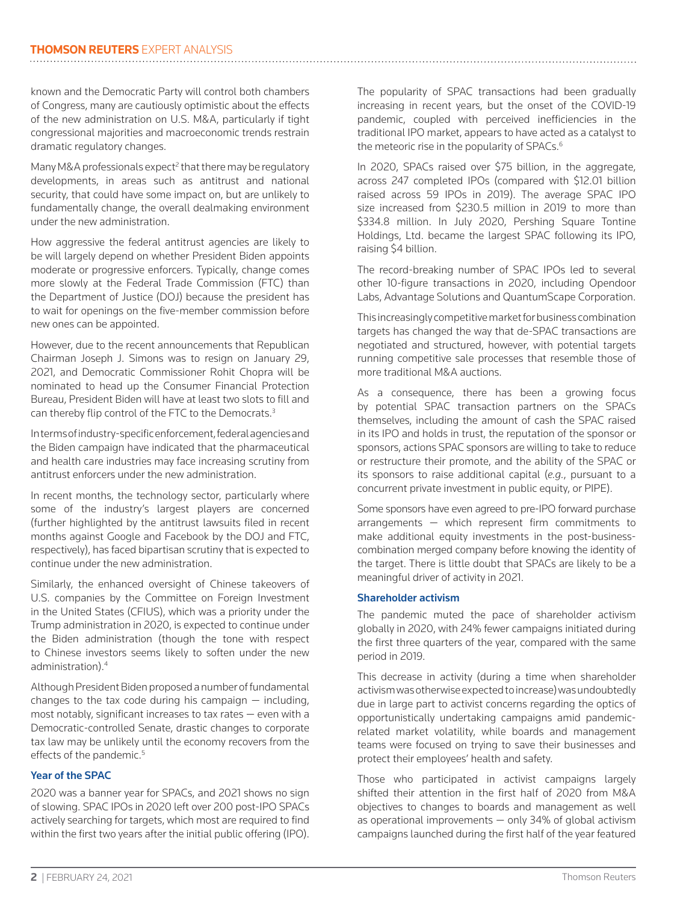known and the Democratic Party will control both chambers of Congress, many are cautiously optimistic about the effects of the new administration on U.S. M&A, particularly if tight congressional majorities and macroeconomic trends restrain dramatic regulatory changes.

Many M&A professionals expect[2] that there may be regulatory developments, in areas such as antitrust and national security, that could have some impact on, but are unlikely to fundamentally change, the overall dealmaking environment under the new administration.

How aggressive the federal antitrust agencies are likely to be will largely depend on whether President Biden appoints moderate or progressive enforcers. Typically, change comes more slowly at the Federal Trade Commission (FTC) than the Department of Justice (DOJ) because the president has to wait for openings on the five-member commission before new ones can be appointed.

However, due to the recent announcements that Republican Chairman Joseph J. Simons was to resign on January 29, 2021, and Democratic Commissioner Rohit Chopra will be nominated to head up the Consumer Financial Protection Bureau, President Biden will have at least two slots to fill and can thereby flip control of the FTC to the Democrats.[3]

In terms of industry-specific enforcement, federal agencies and the Biden campaign have indicated that the pharmaceutical and health care industries may face increasing scrutiny from antitrust enforcers under the new administration.

In recent months, the technology sector, particularly where some of the industry's largest players are concerned (further highlighted by the antitrust lawsuits filed in recent months against Google and Facebook by the DOJ and FTC, respectively), has faced bipartisan scrutiny that is expected to continue under the new administration.

Similarly, the enhanced oversight of Chinese takeovers of U.S. companies by the Committee on Foreign Investment in the United States (CFIUS), which was a priority under the Trump administration in 2020, is expected to continue under the Biden administration (though the tone with respect to Chinese investors seems likely to soften under the new administration).[4]

Although President Biden proposed a number of fundamental changes to the tax code during his campaign — including, most notably, significant increases to tax rates — even with a Democratic-controlled Senate, drastic changes to corporate tax law may be unlikely until the economy recovers from the effects of the pandemic.[5]

### Year of the SPAC

2020 was a banner year for SPACs, and 2021 shows no sign of slowing. SPAC IPOs in 2020 left over 200 post-IPO SPACs actively searching for targets, which most are required to find within the first two years after the initial public offering (IPO).

The popularity of SPAC transactions had been gradually increasing in recent years, but the onset of the COVID-19 pandemic, coupled with perceived inefficiencies in the traditional IPO market, appears to have acted as a catalyst to the meteoric rise in the popularity of SPACs.[6]

In 2020, SPACs raised over $75 billion, in the aggregate, across 247 completed IPOs (compared with $12.01 billion raised across 59 IPOs in 2019). The average SPAC IPO size increased from $230.5 million in 2019 to more than $334.8 million. In July 2020, Pershing Square Tontine Holdings, Ltd. became the largest SPAC following its IPO, raising $4 billion.

The record-breaking number of SPAC IPOs led to several other 10-figure transactions in 2020, including Opendoor Labs, Advantage Solutions and QuantumScape Corporation.

This increasingly competitive market for business combination targets has changed the way that de-SPAC transactions are negotiated and structured, however, with potential targets running competitive sale processes that resemble those of more traditional M&A auctions.

As a consequence, there has been a growing focus by potential SPAC transaction partners on the SPACs themselves, including the amount of cash the SPAC raised in its IPO and holds in trust, the reputation of the sponsor or sponsors, actions SPAC sponsors are willing to take to reduce or restructure their promote, and the ability of the SPAC or its sponsors to raise additional capital (*e.g.*, pursuant to a concurrent private investment in public equity, or PIPE).

Some sponsors have even agreed to pre-IPO forward purchase arrangements — which represent firm commitments to make additional equity investments in the post-business-combination merged company before knowing the identity of the target. There is little doubt that SPACs are likely to be a meaningful driver of activity in 2021.

### Shareholder activism

The pandemic muted the pace of shareholder activism globally in 2020, with 24% fewer campaigns initiated during the first three quarters of the year, compared with the same period in 2019.

This decrease in activity (during a time when shareholder activism was otherwise expected to increase) was undoubtedly due in large part to activist concerns regarding the optics of opportunistically undertaking campaigns amid pandemic-related market volatility, while boards and management teams were focused on trying to save their businesses and protect their employees' health and safety.

Those who participated in activist campaigns largely shifted their attention in the first half of 2020 from M&A objectives to changes to boards and management as well as operational improvements — only 34% of global activism campaigns launched during the first half of the year featured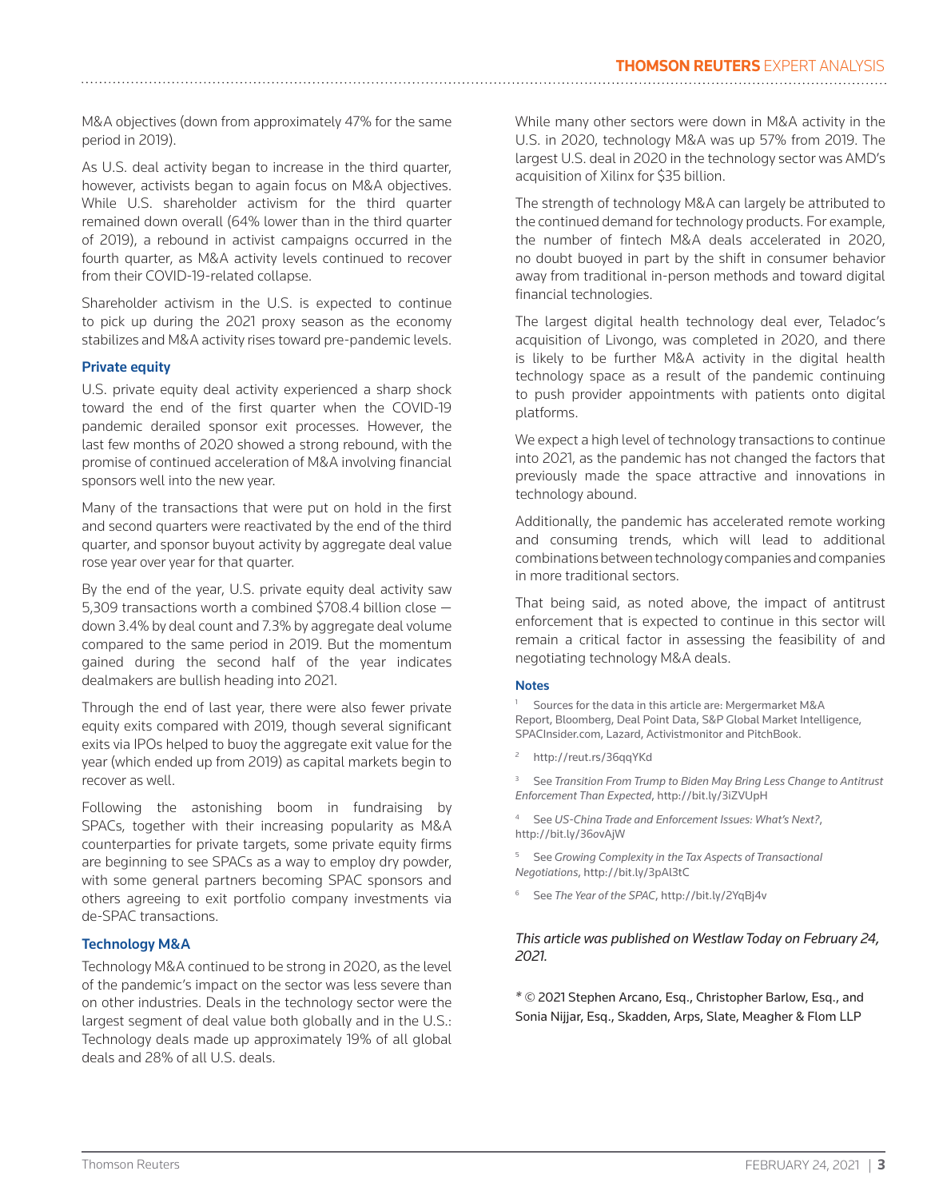M&A objectives (down from approximately 47% for the same period in 2019).

As U.S. deal activity began to increase in the third quarter, however, activists began to again focus on M&A objectives. While U.S. shareholder activism for the third quarter remained down overall (64% lower than in the third quarter of 2019), a rebound in activist campaigns occurred in the fourth quarter, as M&A activity levels continued to recover from their COVID-19-related collapse.

Shareholder activism in the U.S. is expected to continue to pick up during the 2021 proxy season as the economy stabilizes and M&A activity rises toward pre-pandemic levels.

### Private equity

U.S. private equity deal activity experienced a sharp shock toward the end of the first quarter when the COVID-19 pandemic derailed sponsor exit processes. However, the last few months of 2020 showed a strong rebound, with the promise of continued acceleration of M&A involving financial sponsors well into the new year.

Many of the transactions that were put on hold in the first and second quarters were reactivated by the end of the third quarter, and sponsor buyout activity by aggregate deal value rose year over year for that quarter.

By the end of the year, U.S. private equity deal activity saw 5,309 transactions worth a combined $708.4 billion close — down 3.4% by deal count and 7.3% by aggregate deal volume compared to the same period in 2019. But the momentum gained during the second half of the year indicates dealmakers are bullish heading into 2021.

Through the end of last year, there were also fewer private equity exits compared with 2019, though several significant exits via IPOs helped to buoy the aggregate exit value for the year (which ended up from 2019) as capital markets begin to recover as well.

Following the astonishing boom in fundraising by SPACs, together with their increasing popularity as M&A counterparties for private targets, some private equity firms are beginning to see SPACs as a way to employ dry powder, with some general partners becoming SPAC sponsors and others agreeing to exit portfolio company investments via de-SPAC transactions.

### Technology M&A

Technology M&A continued to be strong in 2020, as the level of the pandemic's impact on the sector was less severe than on other industries. Deals in the technology sector were the largest segment of deal value both globally and in the U.S.: Technology deals made up approximately 19% of all global deals and 28% of all U.S. deals.

While many other sectors were down in M&A activity in the U.S. in 2020, technology M&A was up 57% from 2019. The largest U.S. deal in 2020 in the technology sector was AMD's acquisition of Xilinx for $35 billion.

The strength of technology M&A can largely be attributed to the continued demand for technology products. For example, the number of fintech M&A deals accelerated in 2020, no doubt buoyed in part by the shift in consumer behavior away from traditional in-person methods and toward digital financial technologies.

The largest digital health technology deal ever, Teladoc's acquisition of Livongo, was completed in 2020, and there is likely to be further M&A activity in the digital health technology space as a result of the pandemic continuing to push provider appointments with patients onto digital platforms.

We expect a high level of technology transactions to continue into 2021, as the pandemic has not changed the factors that previously made the space attractive and innovations in technology abound.

Additionally, the pandemic has accelerated remote working and consuming trends, which will lead to additional combinations between technology companies and companies in more traditional sectors.

That being said, as noted above, the impact of antitrust enforcement that is expected to continue in this sector will remain a critical factor in assessing the feasibility of and negotiating technology M&A deals.

### Notes

[1] Sources for the data in this article are: Mergermarket M&A Report, Bloomberg, Deal Point Data, S&P Global Market Intelligence, SPACInsider.com, Lazard, Activistmonitor and PitchBook.

[2] http://reut.rs/36qqYKd

[3] See *Transition From Trump to Biden May Bring Less Change to Antitrust Enforcement Than Expected*, http://bit.ly/3iZVUpH

[4] See *US-China Trade and Enforcement Issues: What's Next?*, http://bit.ly/36ovAjW

[5] See *Growing Complexity in the Tax Aspects of Transactional Negotiations*, http://bit.ly/3pAl3tC

[6] See *The Year of the SPAC*, http://bit.ly/2YqBj4v

*This article was published on Westlaw Today on February 24, 2021.*

* © 2021 Stephen Arcano, Esq., Christopher Barlow, Esq., and Sonia Nijjar, Esq., Skadden, Arps, Slate, Meagher & Flom LLP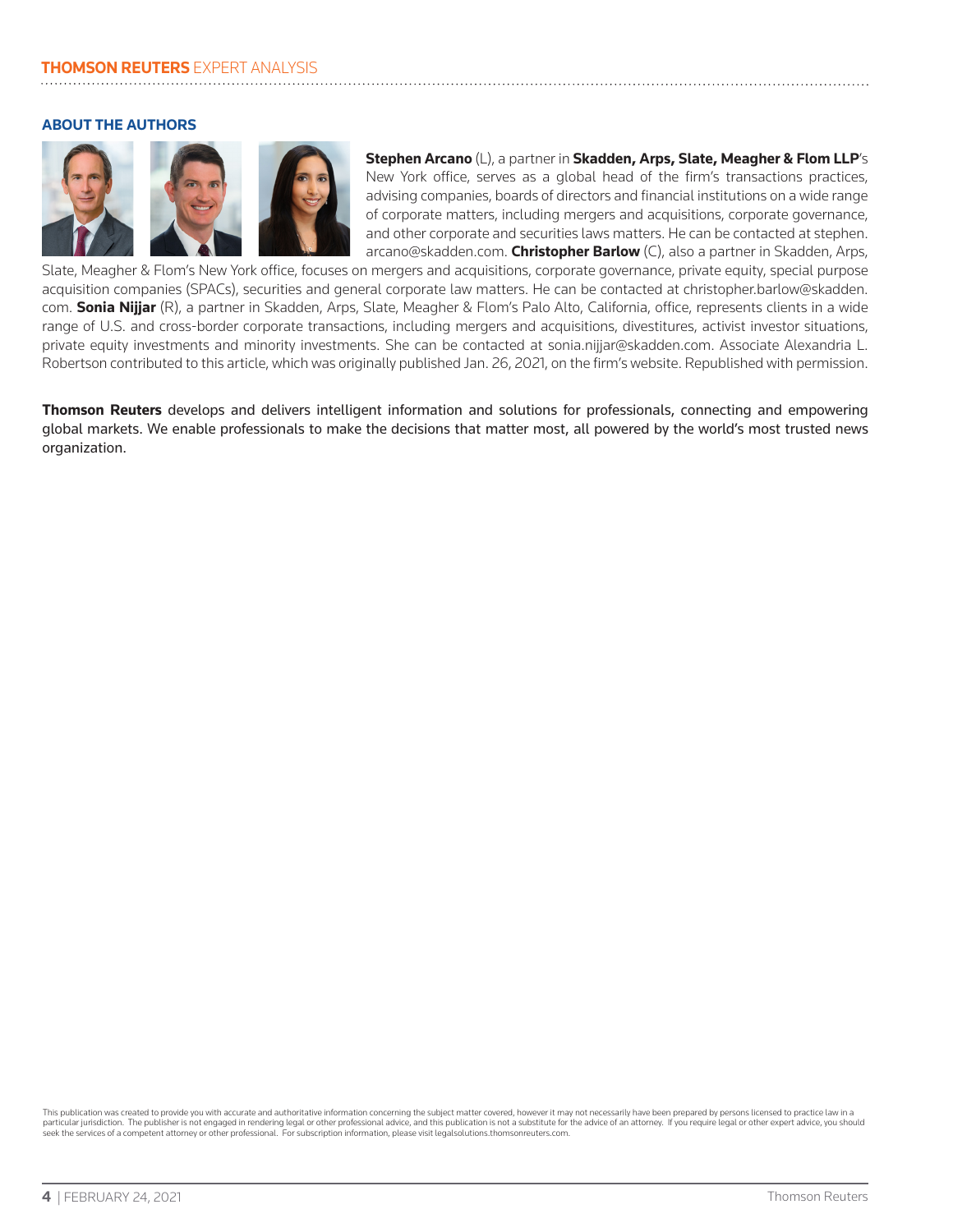## ABOUT THE AUTHORS

**Stephen Arcano** (L), a partner in **Skadden, Arps, Slate, Meagher & Flom LLP**'s New York office, serves as a global head of the firm's transactions practices, advising companies, boards of directors and financial institutions on a wide range of corporate matters, including mergers and acquisitions, corporate governance, and other corporate and securities laws matters. He can be contacted at stephen.arcano@skadden.com. **Christopher Barlow** (C), also a partner in Skadden, Arps, Slate, Meagher & Flom's New York office, focuses on mergers and acquisitions, corporate governance, private equity, special purpose acquisition companies (SPACs), securities and general corporate law matters. He can be contacted at christopher.barlow@skadden.com. **Sonia Nijjar** (R), a partner in Skadden, Arps, Slate, Meagher & Flom's Palo Alto, California, office, represents clients in a wide range of U.S. and cross-border corporate transactions, including mergers and acquisitions, divestitures, activist investor situations, private equity investments and minority investments. She can be contacted at sonia.nijjar@skadden.com. Associate Alexandria L. Robertson contributed to this article, which was originally published Jan. 26, 2021, on the firm's website. Republished with permission.

**Thomson Reuters** develops and delivers intelligent information and solutions for professionals, connecting and empowering global markets. We enable professionals to make the decisions that matter most, all powered by the world's most trusted news organization.

This publication was created to provide you with accurate and authoritative information concerning the subject matter covered, however it may not necessarily have been prepared by persons licensed to practice law in a particular jurisdiction. The publisher is not engaged in rendering legal or other professional advice, and this publication is not a substitute for the advice of an attorney. If you require legal or other expert advice, you should seek the services of a competent attorney or other professional. For subscription information, please visit legalsolutions.thomsonreuters.com.